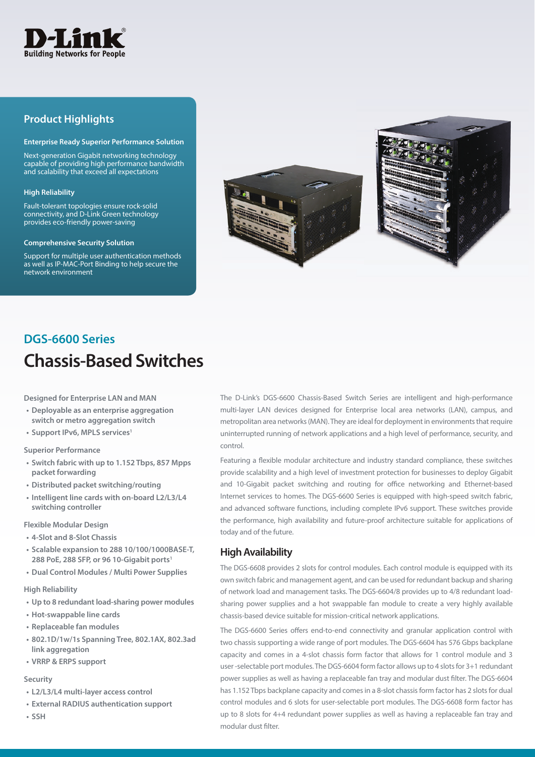## Product Highlights

**Enterprise Ready Superior Performance Solution**

Next-generation Gigabit networking technology capable of providing high performance bandwidth and scalability that exceed all expectations

**High Reliability**

Fault-tolerant topologies ensure rock-solid connectivity, and D-Link Green technology provides eco-friendly power-saving

**Comprehensive Security Solution**

Support for multiple user authentication methods as well as IP-MAC-Port Binding to help secure the network environment

## DGS-6600 Series

# Chassis-Based Switches

**Designed for Enterprise LAN and MAN**

- Deployable as an enterprise aggregation switch or metro aggregation switch
- Support IPv6, MPLS services[1]

**Superior Performance**

- Switch fabric with up to 1.152 Tbps, 857 Mpps packet forwarding
- Distributed packet switching/routing
- Intelligent line cards with on-board L2/L3/L4 switching controller

**Flexible Modular Design**

- 4-Slot and 8-Slot Chassis
- Scalable expansion to 288 10/100/1000BASE-T, 288 PoE, 288 SFP, or 96 10-Gigabit ports[1]
- Dual Control Modules / Multi Power Supplies

**High Reliability**

- Up to 8 redundant load-sharing power modules
- Hot-swappable line cards
- Replaceable fan modules
- 802.1D/1w/1s Spanning Tree, 802.1AX, 802.3ad link aggregation
- VRRP & ERPS support

**Security**

- L2/L3/L4 multi-layer access control
- External RADIUS authentication support
- SSH

The D-Link's DGS-6600 Chassis-Based Switch Series are intelligent and high-performance multi-layer LAN devices designed for Enterprise local area networks (LAN), campus, and metropolitan area networks (MAN). They are ideal for deployment in environments that require uninterrupted running of network applications and a high level of performance, security, and control.

Featuring a flexible modular architecture and industry standard compliance, these switches provide scalability and a high level of investment protection for businesses to deploy Gigabit and 10-Gigabit packet switching and routing for office networking and Ethernet-based Internet services to homes. The DGS-6600 Series is equipped with high-speed switch fabric, and advanced software functions, including complete IPv6 support. These switches provide the performance, high availability and future-proof architecture suitable for applications of today and of the future.

### High Availability

The DGS-6608 provides 2 slots for control modules. Each control module is equipped with its own switch fabric and management agent, and can be used for redundant backup and sharing of network load and management tasks. The DGS-6604/8 provides up to 4/8 redundant load-sharing power supplies and a hot swappable fan module to create a very highly available chassis-based device suitable for mission-critical network applications.

The DGS-6600 Series offers end-to-end connectivity and granular application control with two chassis supporting a wide range of port modules. The DGS-6604 has 576 Gbps backplane capacity and comes in a 4-slot chassis form factor that allows for 1 control module and 3 user -selectable port modules. The DGS-6604 form factor allows up to 4 slots for 3+1 redundant power supplies as well as having a replaceable fan tray and modular dust filter. The DGS-6604 has 1.152 Tbps backplane capacity and comes in a 8-slot chassis form factor has 2 slots for dual control modules and 6 slots for user-selectable port modules. The DGS-6608 form factor has up to 8 slots for 4+4 redundant power supplies as well as having a replaceable fan tray and modular dust filter.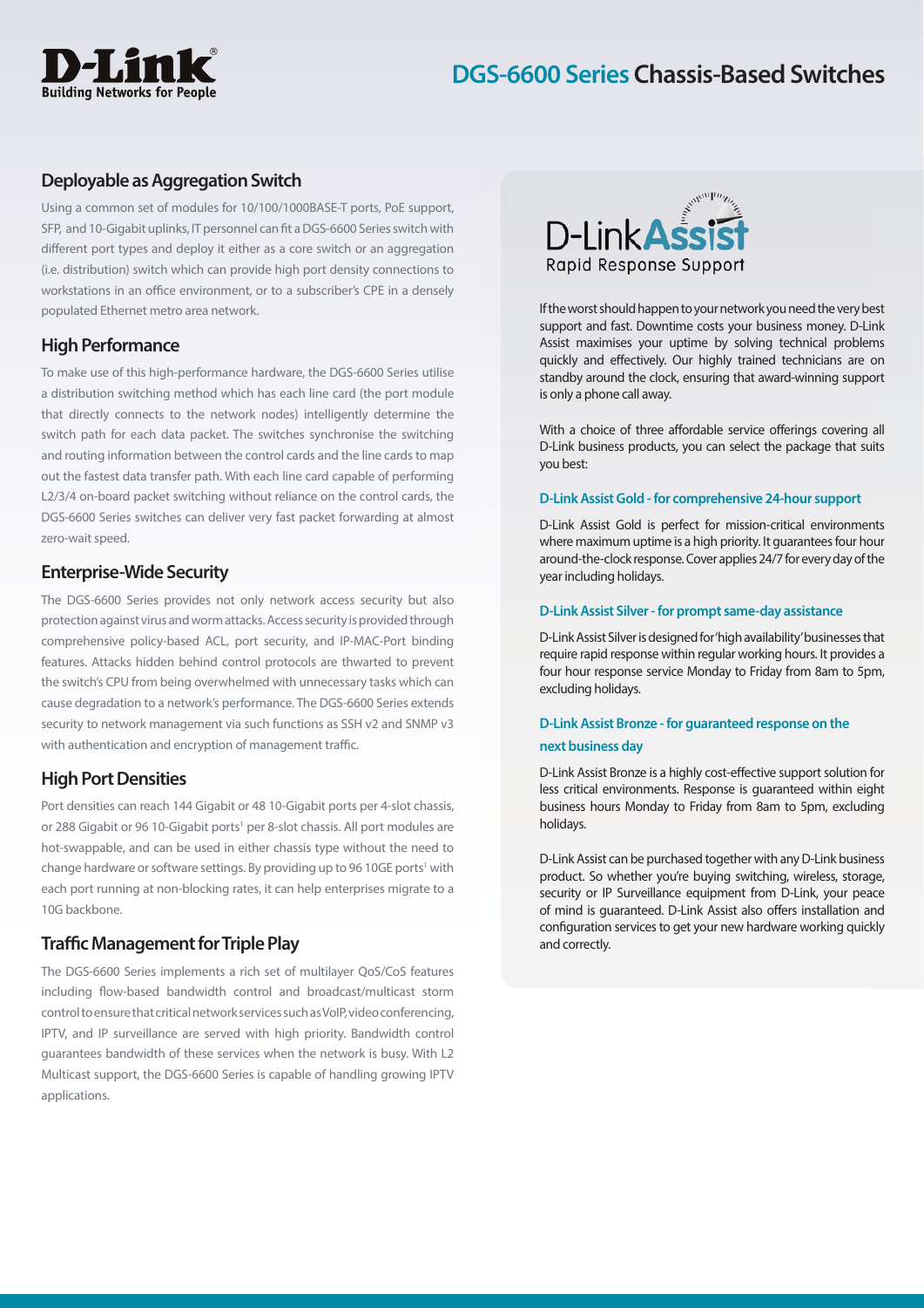## Deployable as Aggregation Switch

Using a common set of modules for 10/100/1000BASE-T ports, PoE support, SFP, and 10-Gigabit uplinks, IT personnel can fit a DGS-6600 Series switch with different port types and deploy it either as a core switch or an aggregation (i.e. distribution) switch which can provide high port density connections to workstations in an office environment, or to a subscriber's CPE in a densely populated Ethernet metro area network.

## High Performance

To make use of this high-performance hardware, the DGS-6600 Series utilise a distribution switching method which has each line card (the port module that directly connects to the network nodes) intelligently determine the switch path for each data packet. The switches synchronise the switching and routing information between the control cards and the line cards to map out the fastest data transfer path. With each line card capable of performing L2/3/4 on-board packet switching without reliance on the control cards, the DGS-6600 Series switches can deliver very fast packet forwarding at almost zero-wait speed.

## Enterprise-Wide Security

The DGS-6600 Series provides not only network access security but also protection against virus and worm attacks. Access security is provided through comprehensive policy-based ACL, port security, and IP-MAC-Port binding features. Attacks hidden behind control protocols are thwarted to prevent the switch's CPU from being overwhelmed with unnecessary tasks which can cause degradation to a network's performance. The DGS-6600 Series extends security to network management via such functions as SSH v2 and SNMP v3 with authentication and encryption of management traffic.

## High Port Densities

Port densities can reach 144 Gigabit or 48 10-Gigabit ports per 4-slot chassis, or 288 Gigabit or 96 10-Gigabit ports[1] per 8-slot chassis. All port modules are hot-swappable, and can be used in either chassis type without the need to change hardware or software settings. By providing up to 96 10GE ports[1] with each port running at non-blocking rates, it can help enterprises migrate to a 10G backbone.

## Traffic Management for Triple Play

The DGS-6600 Series implements a rich set of multilayer QoS/CoS features including flow-based bandwidth control and broadcast/multicast storm control to ensure that critical network services such as VoIP, video conferencing, IPTV, and IP surveillance are served with high priority. Bandwidth control guarantees bandwidth of these services when the network is busy. With L2 Multicast support, the DGS-6600 Series is capable of handling growing IPTV applications.

## D-Link Assist
Rapid Response Support

If the worst should happen to your network you need the very best support and fast. Downtime costs your business money. D-Link Assist maximises your uptime by solving technical problems quickly and effectively. Our highly trained technicians are on standby around the clock, ensuring that award-winning support is only a phone call away.

With a choice of three affordable service offerings covering all D-Link business products, you can select the package that suits you best:

### D-Link Assist Gold - for comprehensive 24-hour support

D-Link Assist Gold is perfect for mission-critical environments where maximum uptime is a high priority. It guarantees four hour around-the-clock response. Cover applies 24/7 for every day of the year including holidays.

### D-Link Assist Silver - for prompt same-day assistance

D-Link Assist Silver is designed for 'high availability' businesses that require rapid response within regular working hours. It provides a four hour response service Monday to Friday from 8am to 5pm, excluding holidays.

### D-Link Assist Bronze - for guaranteed response on the next business day

D-Link Assist Bronze is a highly cost-effective support solution for less critical environments. Response is guaranteed within eight business hours Monday to Friday from 8am to 5pm, excluding holidays.

D-Link Assist can be purchased together with any D-Link business product. So whether you're buying switching, wireless, storage, security or IP Surveillance equipment from D-Link, your peace of mind is guaranteed. D-Link Assist also offers installation and configuration services to get your new hardware working quickly and correctly.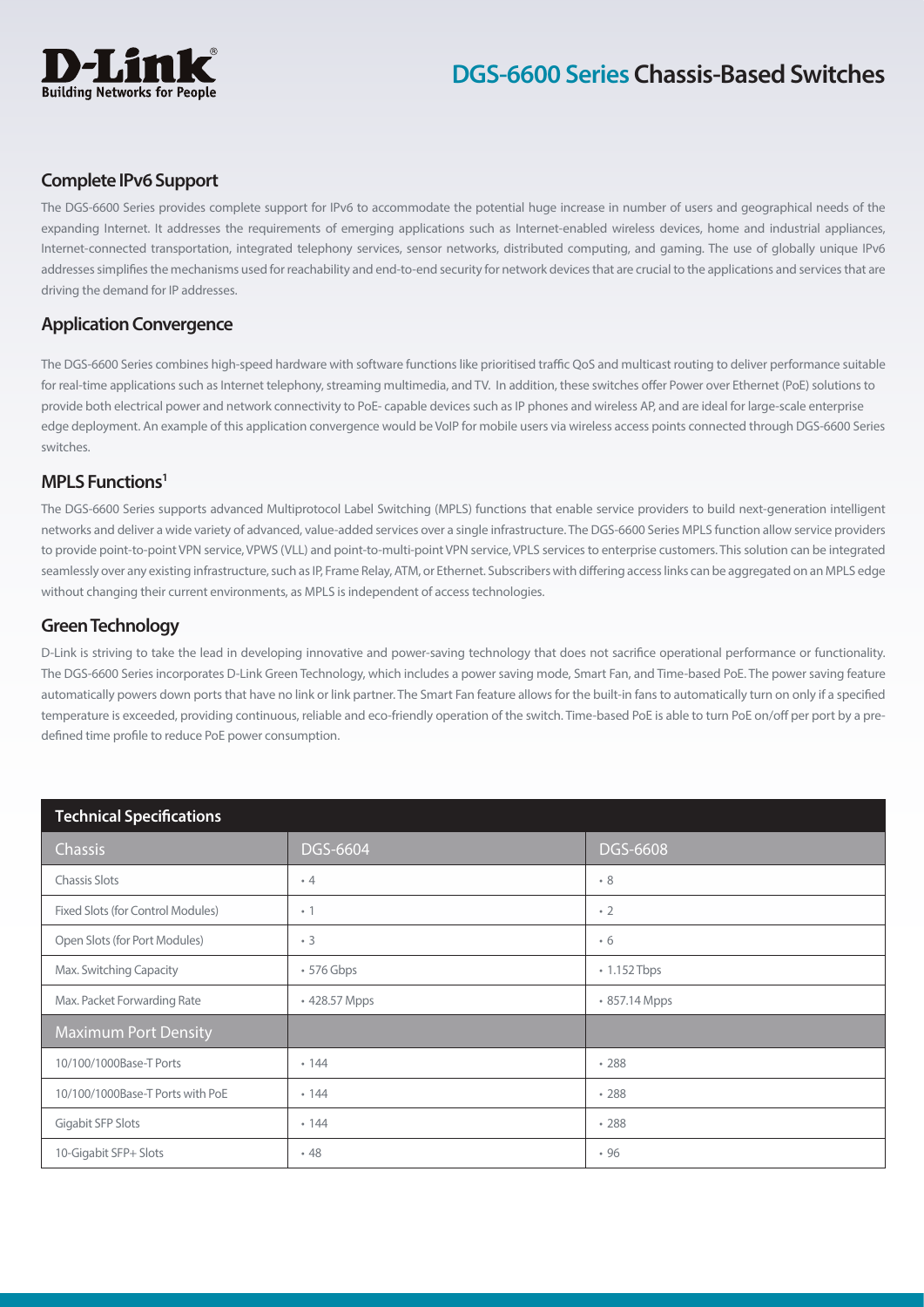## Complete IPv6 Support

The DGS-6600 Series provides complete support for IPv6 to accommodate the potential huge increase in number of users and geographical needs of the expanding Internet. It addresses the requirements of emerging applications such as Internet-enabled wireless devices, home and industrial appliances, Internet-connected transportation, integrated telephony services, sensor networks, distributed computing, and gaming. The use of globally unique IPv6 addresses simplifies the mechanisms used for reachability and end-to-end security for network devices that are crucial to the applications and services that are driving the demand for IP addresses.

## Application Convergence

The DGS-6600 Series combines high-speed hardware with software functions like prioritised traffic QoS and multicast routing to deliver performance suitable for real-time applications such as Internet telephony, streaming multimedia, and TV. In addition, these switches offer Power over Ethernet (PoE) solutions to provide both electrical power and network connectivity to PoE- capable devices such as IP phones and wireless AP, and are ideal for large-scale enterprise edge deployment. An example of this application convergence would be VoIP for mobile users via wireless access points connected through DGS-6600 Series switches.

## MPLS Functions[1]

The DGS-6600 Series supports advanced Multiprotocol Label Switching (MPLS) functions that enable service providers to build next-generation intelligent networks and deliver a wide variety of advanced, value-added services over a single infrastructure. The DGS-6600 Series MPLS function allow service providers to provide point-to-point VPN service, VPWS (VLL) and point-to-multi-point VPN service, VPLS services to enterprise customers. This solution can be integrated seamlessly over any existing infrastructure, such as IP, Frame Relay, ATM, or Ethernet. Subscribers with differing access links can be aggregated on an MPLS edge without changing their current environments, as MPLS is independent of access technologies.

## Green Technology

D-Link is striving to take the lead in developing innovative and power-saving technology that does not sacrifice operational performance or functionality. The DGS-6600 Series incorporates D-Link Green Technology, which includes a power saving mode, Smart Fan, and Time-based PoE. The power saving feature automatically powers down ports that have no link or link partner. The Smart Fan feature allows for the built-in fans to automatically turn on only if a specified temperature is exceeded, providing continuous, reliable and eco-friendly operation of the switch. Time-based PoE is able to turn PoE on/off per port by a pre-defined time profile to reduce PoE power consumption.

## Technical Specifications

| Chassis | DGS-6604 | DGS-6608 |
|---|---|---|
| Chassis Slots | • 4 | • 8 |
| Fixed Slots (for Control Modules) | • 1 | • 2 |
| Open Slots (for Port Modules) | • 3 | • 6 |
| Max. Switching Capacity | • 576 Gbps | • 1.152 Tbps |
| Max. Packet Forwarding Rate | • 428.57 Mpps | • 857.14 Mpps |
| **Maximum Port Density** | | |
| 10/100/1000Base-T Ports | • 144 | • 288 |
| 10/100/1000Base-T Ports with PoE | • 144 | • 288 |
| Gigabit SFP Slots | • 144 | • 288 |
| 10-Gigabit SFP+ Slots | • 48 | • 96 |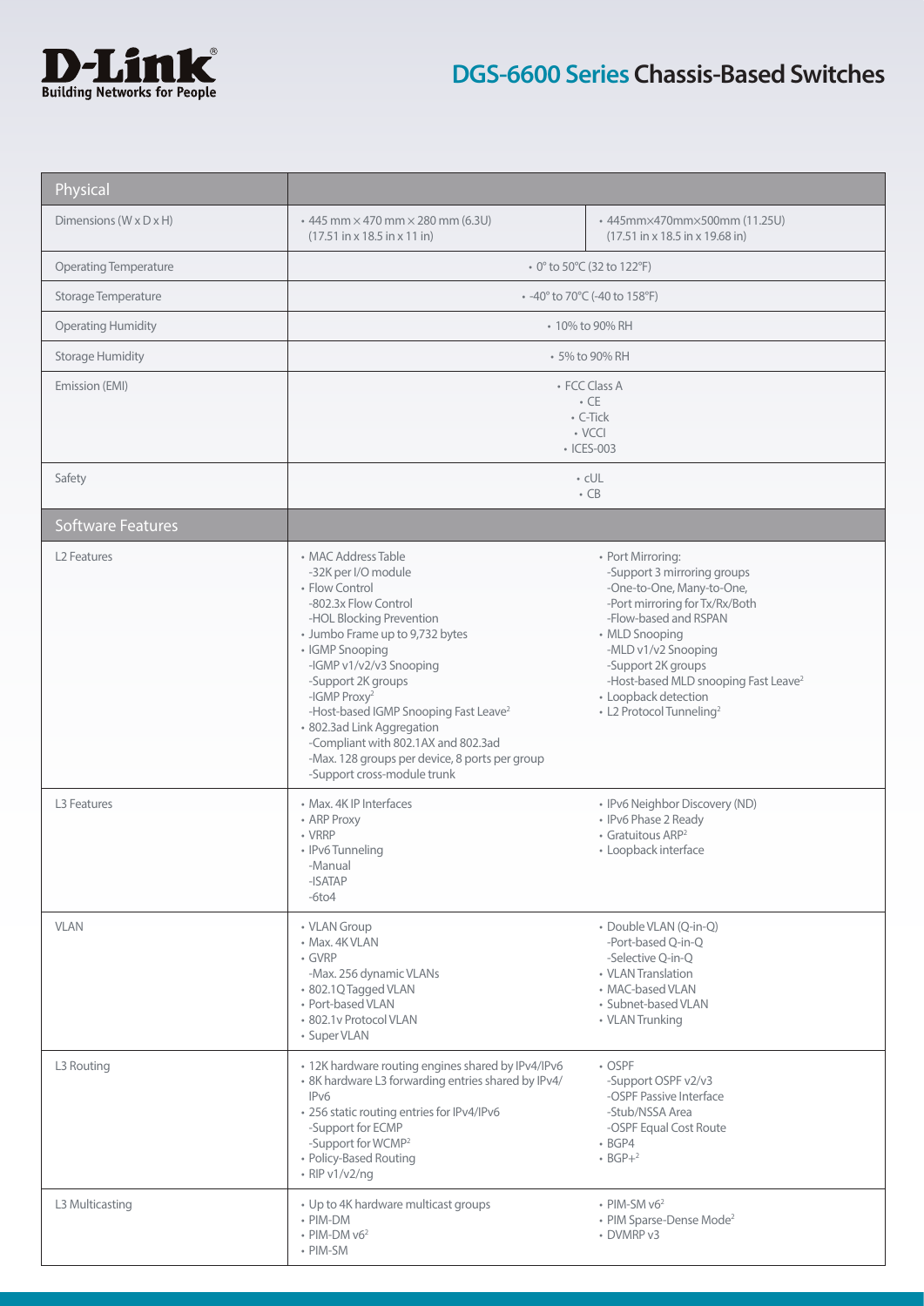# DGS-6600 Series Chassis-Based Switches

| Physical | | |
|---|---|---|
| Dimensions (W x D x H) | • 445 mm × 470 mm × 280 mm (6.3U) (17.51 in x 18.5 in x 11 in) | • 445mm×470mm×500mm (11.25U) (17.51 in x 18.5 in x 19.68 in) |
| Operating Temperature | • 0° to 50°C (32 to 122°F) | |
| Storage Temperature | • -40° to 70°C (-40 to 158°F) | |
| Operating Humidity | • 10% to 90% RH | |
| Storage Humidity | • 5% to 90% RH | |
| Emission (EMI) | • FCC Class A<br>• CE<br>• C-Tick<br>• VCCI<br>• ICES-003 | |
| Safety | • cUL<br>• CB | |
| **Software Features** | | |
| L2 Features | • MAC Address Table<br>-32K per I/O module<br>• Flow Control<br>-802.3x Flow Control<br>-HOL Blocking Prevention<br>• Jumbo Frame up to 9,732 bytes<br>• IGMP Snooping<br>-IGMP v1/v2/v3 Snooping<br>-Support 2K groups<br>-IGMP Proxy[2]<br>-Host-based IGMP Snooping Fast Leave[2]<br>• 802.3ad Link Aggregation<br>-Compliant with 802.1AX and 802.3ad<br>-Max. 128 groups per device, 8 ports per group<br>-Support cross-module trunk | • Port Mirroring:<br>-Support 3 mirroring groups<br>-One-to-One, Many-to-One,<br>-Port mirroring for Tx/Rx/Both<br>-Flow-based and RSPAN<br>• MLD Snooping<br>-MLD v1/v2 Snooping<br>-Support 2K groups<br>-Host-based MLD snooping Fast Leave[2]<br>• Loopback detection<br>• L2 Protocol Tunneling[2] |
| L3 Features | • Max. 4K IP Interfaces<br>• ARP Proxy<br>• VRRP<br>• IPv6 Tunneling<br>-Manual<br>-ISATAP<br>-6to4 | • IPv6 Neighbor Discovery (ND)<br>• IPv6 Phase 2 Ready<br>• Gratuitous ARP[2]<br>• Loopback interface |
| VLAN | • VLAN Group<br>• Max. 4K VLAN<br>• GVRP<br>-Max. 256 dynamic VLANs<br>• 802.1Q Tagged VLAN<br>• Port-based VLAN<br>• 802.1v Protocol VLAN<br>• Super VLAN | • Double VLAN (Q-in-Q)<br>-Port-based Q-in-Q<br>-Selective Q-in-Q<br>• VLAN Translation<br>• MAC-based VLAN<br>• Subnet-based VLAN<br>• VLAN Trunking |
| L3 Routing | • 12K hardware routing engines shared by IPv4/IPv6<br>• 8K hardware L3 forwarding entries shared by IPv4/IPv6<br>• 256 static routing entries for IPv4/IPv6<br>-Support for ECMP<br>-Support for WCMP[2]<br>• Policy-Based Routing<br>• RIP v1/v2/ng | • OSPF<br>-Support OSPF v2/v3<br>-OSPF Passive Interface<br>-Stub/NSSA Area<br>-OSPF Equal Cost Route<br>• BGP4<br>• BGP+[2] |
| L3 Multicasting | • Up to 4K hardware multicast groups<br>• PIM-DM<br>• PIM-DM v6[2]<br>• PIM-SM | • PIM-SM v6[2]<br>• PIM Sparse-Dense Mode[2]<br>• DVMRP v3 |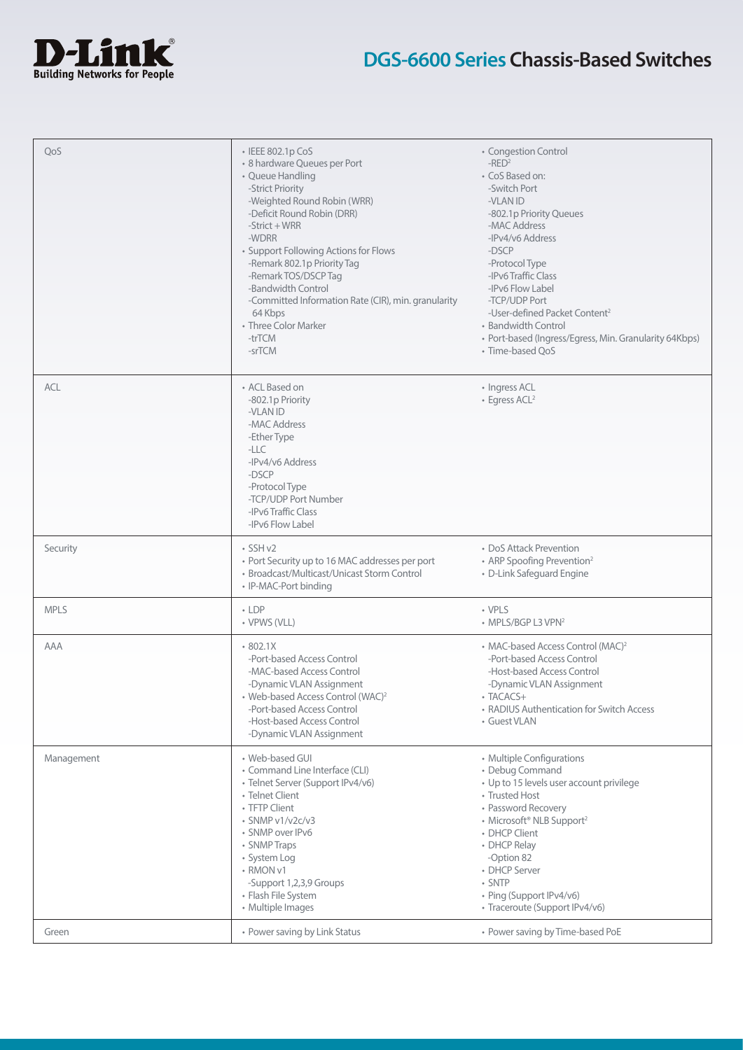| QoS | • IEEE 802.1p CoS<br>• 8 hardware Queues per Port<br>• Queue Handling<br>-Strict Priority<br>-Weighted Round Robin (WRR)<br>-Deficit Round Robin (DRR)<br>-Strict + WRR<br>-WDRR<br>• Support Following Actions for Flows<br>-Remark 802.1p Priority Tag<br>-Remark TOS/DSCP Tag<br>-Bandwidth Control<br>-Committed Information Rate (CIR), min. granularity 64 Kbps<br>• Three Color Marker<br>-trTCM<br>-srTCM | • Congestion Control<br>-RED[2]<br>• CoS Based on:<br>-Switch Port<br>-VLAN ID<br>-802.1p Priority Queues<br>-MAC Address<br>-IPv4/v6 Address<br>-DSCP<br>-Protocol Type<br>-IPv6 Traffic Class<br>-IPv6 Flow Label<br>-TCP/UDP Port<br>-User-defined Packet Content[2]<br>• Bandwidth Control<br>• Port-based (Ingress/Egress, Min. Granularity 64Kbps)<br>• Time-based QoS |
|---|---|---|
| ACL | • ACL Based on<br>-802.1p Priority<br>-VLAN ID<br>-MAC Address<br>-Ether Type<br>-LLC<br>-IPv4/v6 Address<br>-DSCP<br>-Protocol Type<br>-TCP/UDP Port Number<br>-IPv6 Traffic Class<br>-IPv6 Flow Label | • Ingress ACL<br>• Egress ACL[2] |
| Security | • SSH v2<br>• Port Security up to 16 MAC addresses per port<br>• Broadcast/Multicast/Unicast Storm Control<br>• IP-MAC-Port binding | • DoS Attack Prevention<br>• ARP Spoofing Prevention[2]<br>• D-Link Safeguard Engine |
| MPLS | • LDP<br>• VPWS (VLL) | • VPLS<br>• MPLS/BGP L3 VPN[2] |
| AAA | • 802.1X<br>-Port-based Access Control<br>-MAC-based Access Control<br>-Dynamic VLAN Assignment<br>• Web-based Access Control (WAC)[2]<br>-Port-based Access Control<br>-Host-based Access Control<br>-Dynamic VLAN Assignment | • MAC-based Access Control (MAC)[2]<br>-Port-based Access Control<br>-Host-based Access Control<br>-Dynamic VLAN Assignment<br>• TACACS+<br>• RADIUS Authentication for Switch Access<br>• Guest VLAN |
| Management | • Web-based GUI<br>• Command Line Interface (CLI)<br>• Telnet Server (Support IPv4/v6)<br>• Telnet Client<br>• TFTP Client<br>• SNMP v1/v2c/v3<br>• SNMP over IPv6<br>• SNMP Traps<br>• System Log<br>• RMON v1<br>-Support 1,2,3,9 Groups<br>• Flash File System<br>• Multiple Images | • Multiple Configurations<br>• Debug Command<br>• Up to 15 levels user account privilege<br>• Trusted Host<br>• Password Recovery<br>• Microsoft® NLB Support[2]<br>• DHCP Client<br>• DHCP Relay<br>-Option 82<br>• DHCP Server<br>• SNTP<br>• Ping (Support IPv4/v6)<br>• Traceroute (Support IPv4/v6) |
| Green | • Power saving by Link Status | • Power saving by Time-based PoE |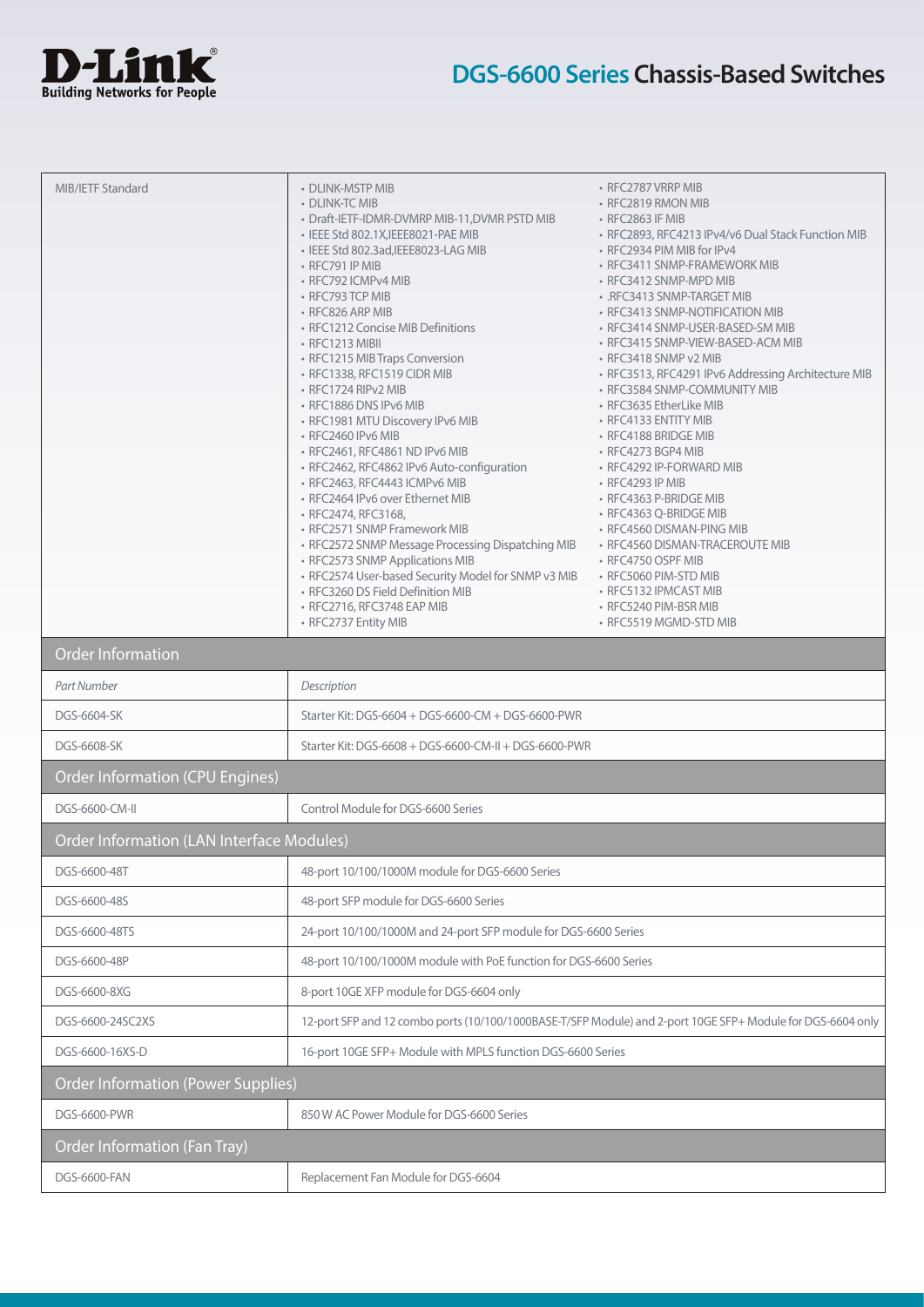| MIB/IETF Standard | • DLINK-MSTP MIB<br>• DLINK-TC MIB<br>• Draft-IETF-IDMR-DVMRP MIB-11,DVMR PSTD MIB<br>• IEEE Std 802.1X,IEEE8021-PAE MIB<br>• IEEE Std 802.3ad,IEEE8023-LAG MIB<br>• RFC791 IP MIB<br>• RFC792 ICMPv4 MIB<br>• RFC793 TCP MIB<br>• RFC826 ARP MIB<br>• RFC1212 Concise MIB Definitions<br>• RFC1213 MIBII<br>• RFC1215 MIB Traps Conversion<br>• RFC1338, RFC1519 CIDR MIB<br>• RFC1724 RIPv2 MIB<br>• RFC1886 DNS IPv6 MIB<br>• RFC1981 MTU Discovery IPv6 MIB<br>• RFC2460 IPv6 MIB<br>• RFC2461, RFC4861 ND IPv6 MIB<br>• RFC2462, RFC4862 IPv6 Auto-configuration<br>• RFC2463, RFC4443 ICMPv6 MIB<br>• RFC2464 IPv6 over Ethernet MIB<br>• RFC2474, RFC3168,<br>• RFC2571 SNMP Framework MIB<br>• RFC2572 SNMP Message Processing Dispatching MIB<br>• RFC2573 SNMP Applications MIB<br>• RFC2574 User-based Security Model for SNMP v3 MIB<br>• RFC3260 DS Field Definition MIB<br>• RFC2716, RFC3748 EAP MIB<br>• RFC2737 Entity MIB | • RFC2787 VRRP MIB<br>• RFC2819 RMON MIB<br>• RFC2863 IF MIB<br>• RFC2893, RFC4213 IPv4/v6 Dual Stack Function MIB<br>• RFC2934 PIM MIB for IPv4<br>• RFC3411 SNMP-FRAMEWORK MIB<br>• RFC3412 SNMP-MPD MIB<br>• .RFC3413 SNMP-TARGET MIB<br>• RFC3413 SNMP-NOTIFICATION MIB<br>• RFC3414 SNMP-USER-BASED-SM MIB<br>• RFC3415 SNMP-VIEW-BASED-ACM MIB<br>• RFC3418 SNMP v2 MIB<br>• RFC3513, RFC4291 IPv6 Addressing Architecture MIB<br>• RFC3584 SNMP-COMMUNITY MIB<br>• RFC3635 EtherLike MIB<br>• RFC4133 ENTITY MIB<br>• RFC4188 BRIDGE MIB<br>• RFC4273 BGP4 MIB<br>• RFC4292 IP-FORWARD MIB<br>• RFC4293 IP MIB<br>• RFC4363 P-BRIDGE MIB<br>• RFC4363 Q-BRIDGE MIB<br>• RFC4560 DISMAN-PING MIB<br>• RFC4560 DISMAN-TRACEROUTE MIB<br>• RFC4750 OSPF MIB<br>• RFC5060 PIM-STD MIB<br>• RFC5132 IPMCAST MIB<br>• RFC5240 PIM-BSR MIB<br>• RFC5519 MGMD-STD MIB |
|---|---|---|

## Order Information

| *Part Number* | *Description* |
|---|---|
| DGS-6604-SK | Starter Kit: DGS-6604 + DGS-6600-CM + DGS-6600-PWR |
| DGS-6608-SK | Starter Kit: DGS-6608 + DGS-6600-CM-II + DGS-6600-PWR |

## Order Information (CPU Engines)

| | |
|---|---|
| DGS-6600-CM-II | Control Module for DGS-6600 Series |

## Order Information (LAN Interface Modules)

| | |
|---|---|
| DGS-6600-48T | 48-port 10/100/1000M module for DGS-6600 Series |
| DGS-6600-48S | 48-port SFP module for DGS-6600 Series |
| DGS-6600-48TS | 24-port 10/100/1000M and 24-port SFP module for DGS-6600 Series |
| DGS-6600-48P | 48-port 10/100/1000M module with PoE function for DGS-6600 Series |
| DGS-6600-8XG | 8-port 10GE XFP module for DGS-6604 only |
| DGS-6600-24SC2XS | 12-port SFP and 12 combo ports (10/100/1000BASE-T/SFP Module) and 2-port 10GE SFP+ Module for DGS-6604 only |
| DGS-6600-16XS-D | 16-port 10GE SFP+ Module with MPLS function DGS-6600 Series |

## Order Information (Power Supplies)

| | |
|---|---|
| DGS-6600-PWR | 850 W AC Power Module for DGS-6600 Series |

## Order Information (Fan Tray)

| | |
|---|---|
| DGS-6600-FAN | Replacement Fan Module for DGS-6604 |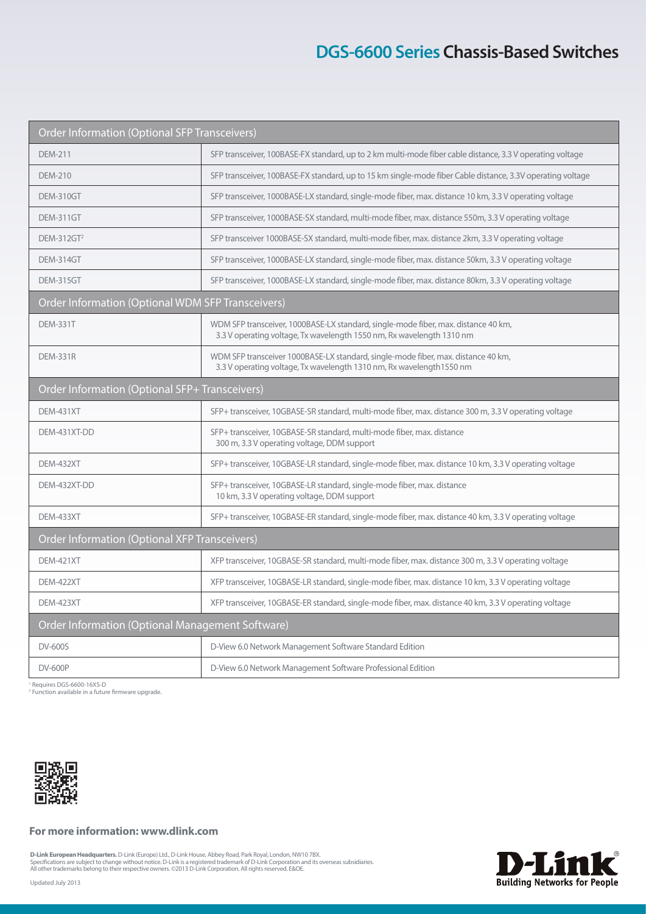# DGS-6600 Series Chassis-Based Switches

| Order Information (Optional SFP Transceivers) | |
|---|---|
| DEM-211 | SFP transceiver, 100BASE-FX standard, up to 2 km multi-mode fiber cable distance, 3.3 V operating voltage |
| DEM-210 | SFP transceiver, 100BASE-FX standard, up to 15 km single-mode fiber Cable distance, 3.3V operating voltage |
| DEM-310GT | SFP transceiver, 1000BASE-LX standard, single-mode fiber, max. distance 10 km, 3.3 V operating voltage |
| DEM-311GT | SFP transceiver, 1000BASE-SX standard, multi-mode fiber, max. distance 550m, 3.3 V operating voltage |
| DEM-312GT[2] | SFP transceiver 1000BASE-SX standard, multi-mode fiber, max. distance 2km, 3.3 V operating voltage |
| DEM-314GT | SFP transceiver, 1000BASE-LX standard, single-mode fiber, max. distance 50km, 3.3 V operating voltage |
| DEM-315GT | SFP transceiver, 1000BASE-LX standard, single-mode fiber, max. distance 80km, 3.3 V operating voltage |
| **Order Information (Optional WDM SFP Transceivers)** | |
| DEM-331T | WDM SFP transceiver, 1000BASE-LX standard, single-mode fiber, max. distance 40 km, 3.3 V operating voltage, Tx wavelength 1550 nm, Rx wavelength 1310 nm |
| DEM-331R | WDM SFP transceiver 1000BASE-LX standard, single-mode fiber, max. distance 40 km, 3.3 V operating voltage, Tx wavelength 1310 nm, Rx wavelength1550 nm |
| **Order Information (Optional SFP+ Transceivers)** | |
| DEM-431XT | SFP+ transceiver, 10GBASE-SR standard, multi-mode fiber, max. distance 300 m, 3.3 V operating voltage |
| DEM-431XT-DD | SFP+ transceiver, 10GBASE-SR standard, multi-mode fiber, max. distance 300 m, 3.3 V operating voltage, DDM support |
| DEM-432XT | SFP+ transceiver, 10GBASE-LR standard, single-mode fiber, max. distance 10 km, 3.3 V operating voltage |
| DEM-432XT-DD | SFP+ transceiver, 10GBASE-LR standard, single-mode fiber, max. distance 10 km, 3.3 V operating voltage, DDM support |
| DEM-433XT | SFP+ transceiver, 10GBASE-ER standard, single-mode fiber, max. distance 40 km, 3.3 V operating voltage |
| **Order Information (Optional XFP Transceivers)** | |
| DEM-421XT | XFP transceiver, 10GBASE-SR standard, multi-mode fiber, max. distance 300 m, 3.3 V operating voltage |
| DEM-422XT | XFP transceiver, 10GBASE-LR standard, single-mode fiber, max. distance 10 km, 3.3 V operating voltage |
| DEM-423XT | XFP transceiver, 10GBASE-ER standard, single-mode fiber, max. distance 40 km, 3.3 V operating voltage |
| **Order Information (Optional Management Software)** | |
| DV-600S | D-View 6.0 Network Management Software Standard Edition |
| DV-600P | D-View 6.0 Network Management Software Professional Edition |

[1] Requires DGS-6600-16XS-D
[2] Function available in a future firmware upgrade.

**For more information: www.dlink.com**

**D-Link European Headquarters.** D-Link (Europe) Ltd., D-Link House, Abbey Road, Park Royal, London, NW10 7BX.
Specifications are subject to change without notice. D-Link is a registered trademark of D-Link Corporation and its overseas subsidiaries.
All other trademarks belong to their respective owners. ©2013 D-Link Corporation. All rights reserved. E&OE.

Updated July 2013